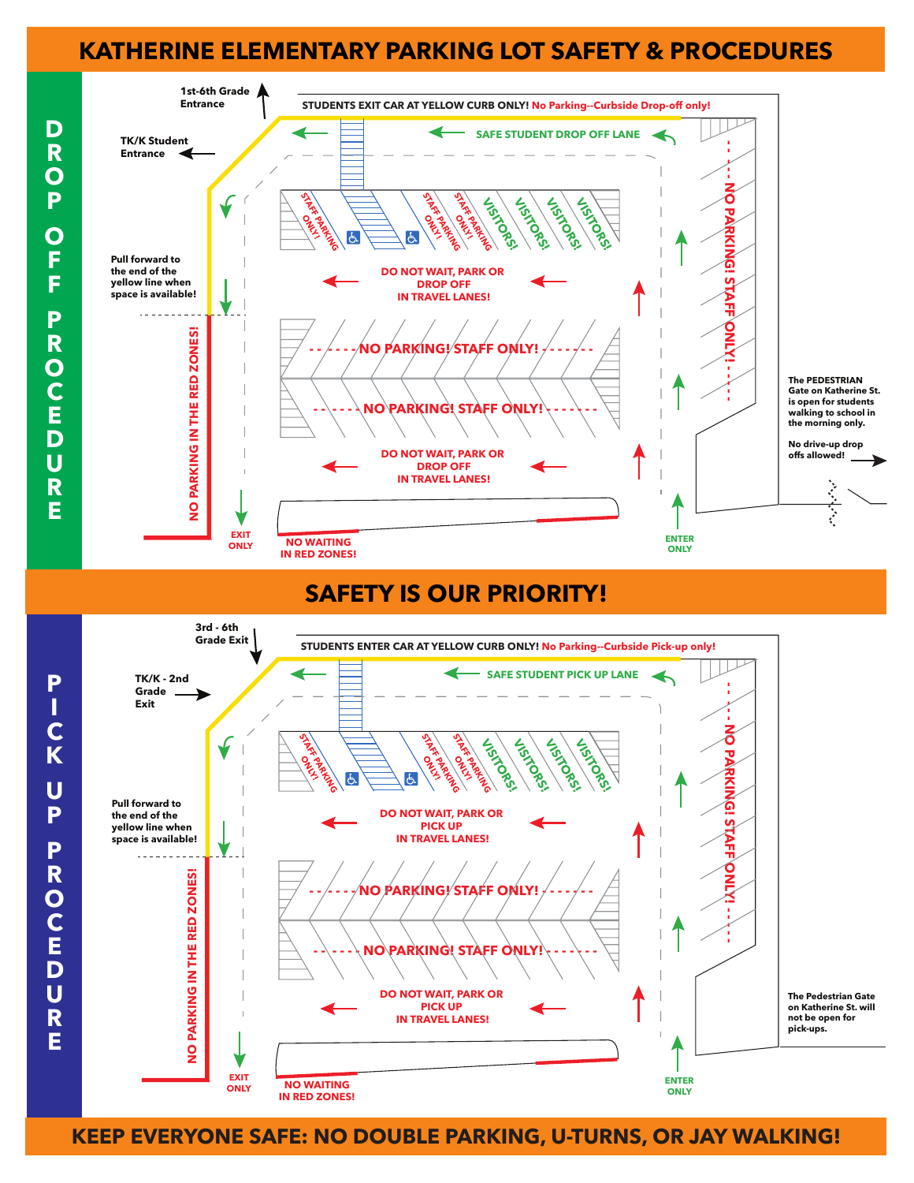# KATHERINE ELEMENTARY PARKING LOT SAFETY & PROCEDURES

## DROP OFF PROCEDURE

1st-6th Grade Entrance

TK/K Student Entrance

STUDENTS EXIT CAR AT YELLOW CURB ONLY! No Parking--Curbside Drop-off only!

SAFE STUDENT DROP OFF LANE

STAFF PARKING ONLY! STAFF PARKING ONLY! STAFF PARKING ONLY! VISITORS! VISITORS! VISITORS! VISITORS!

Pull forward to the end of the yellow line when space is available!

DO NOT WAIT, PARK OR DROP OFF IN TRAVEL LANES!

NO PARKING! STAFF ONLY!

NO PARKING! STAFF ONLY!

NO PARKING! STAFF ONLY!

NO PARKING IN THE RED ZONES!

DO NOT WAIT, PARK OR DROP OFF IN TRAVEL LANES!

EXIT ONLY

NO WAITING IN RED ZONES!

ENTER ONLY

The PEDESTRIAN Gate on Katherine St. is open for students walking to school in the morning only.

No drive-up drop offs allowed!

## SAFETY IS OUR PRIORITY!

## PICK UP PROCEDURE

3rd - 6th Grade Exit

TK/K - 2nd Grade Exit

STUDENTS ENTER CAR AT YELLOW CURB ONLY! No Parking--Curbside Pick-up only!

SAFE STUDENT PICK UP LANE

STAFF PARKING ONLY! STAFF PARKING ONLY! STAFF PARKING ONLY! VISITORS! VISITORS! VISITORS! VISITORS!

Pull forward to the end of the yellow line when space is available!

DO NOT WAIT, PARK OR PICK UP IN TRAVEL LANES!

NO PARKING! STAFF ONLY!

NO PARKING! STAFF ONLY!

NO PARKING! STAFF ONLY!

NO PARKING IN THE RED ZONES!

DO NOT WAIT, PARK OR PICK UP IN TRAVEL LANES!

EXIT ONLY

NO WAITING IN RED ZONES!

ENTER ONLY

The Pedestrian Gate on Katherine St. will not be open for pick-ups.

## KEEP EVERYONE SAFE: NO DOUBLE PARKING, U-TURNS, OR JAY WALKING!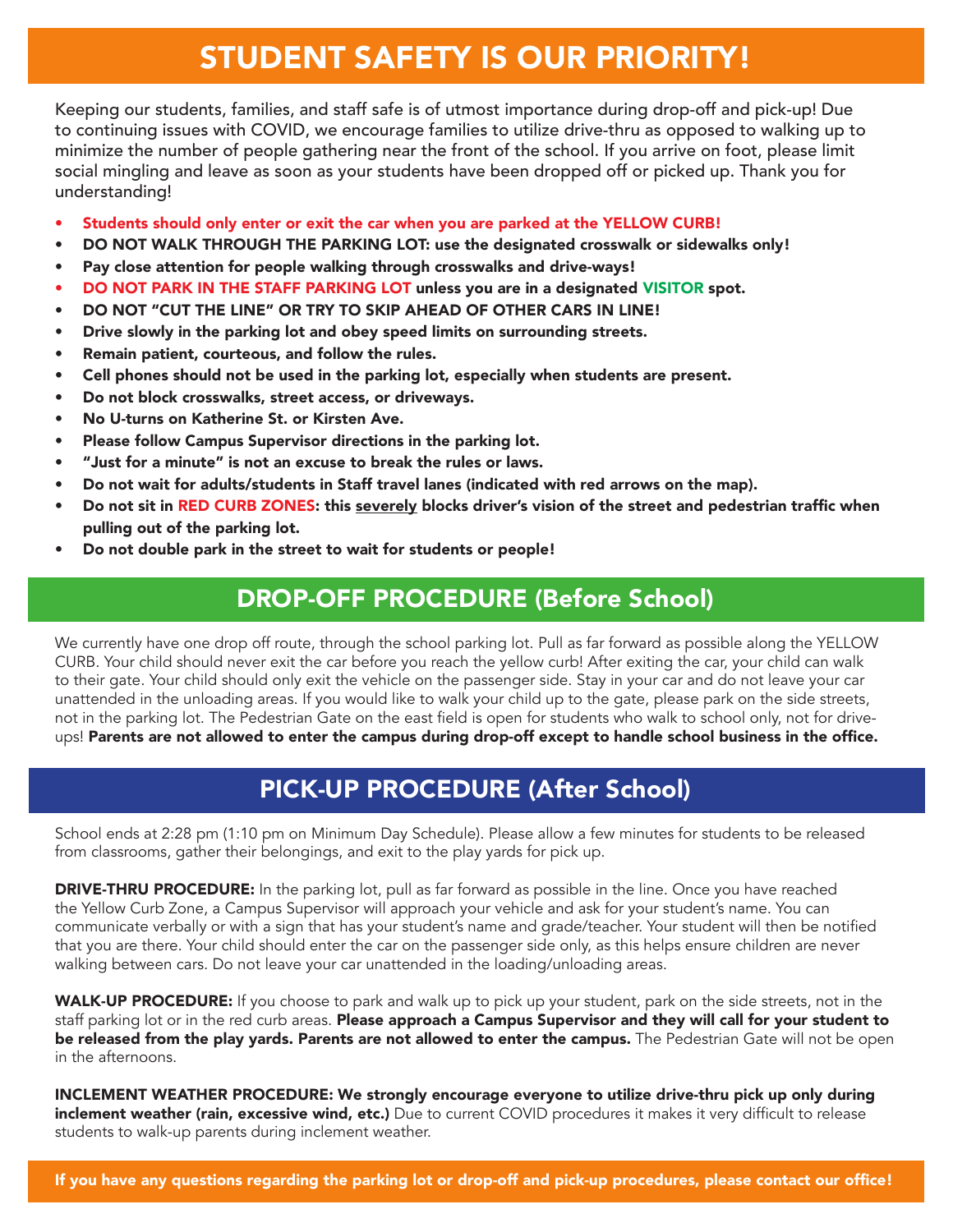# STUDENT SAFETY IS OUR PRIORITY!

Keeping our students, families, and staff safe is of utmost importance during drop-off and pick-up! Due to continuing issues with COVID, we encourage families to utilize drive-thru as opposed to walking up to minimize the number of people gathering near the front of the school. If you arrive on foot, please limit social mingling and leave as soon as your students have been dropped off or picked up. Thank you for understanding!

- **Students should only enter or exit the car when you are parked at the YELLOW CURB!**
- **DO NOT WALK THROUGH THE PARKING LOT: use the designated crosswalk or sidewalks only!**
- **Pay close attention for people walking through crosswalks and drive-ways!**
- **DO NOT PARK IN THE STAFF PARKING LOT unless you are in a designated VISITOR spot.**
- **DO NOT "CUT THE LINE" OR TRY TO SKIP AHEAD OF OTHER CARS IN LINE!**
- **Drive slowly in the parking lot and obey speed limits on surrounding streets.**
- **Remain patient, courteous, and follow the rules.**
- **Cell phones should not be used in the parking lot, especially when students are present.**
- **Do not block crosswalks, street access, or driveways.**
- **No U-turns on Katherine St. or Kirsten Ave.**
- **Please follow Campus Supervisor directions in the parking lot.**
- **"Just for a minute" is not an excuse to break the rules or laws.**
- **Do not wait for adults/students in Staff travel lanes (indicated with red arrows on the map).**
- **Do not sit in RED CURB ZONES: this severely blocks driver's vision of the street and pedestrian traffic when pulling out of the parking lot.**
- **Do not double park in the street to wait for students or people!**

## DROP-OFF PROCEDURE (Before School)

We currently have one drop off route, through the school parking lot. Pull as far forward as possible along the YELLOW CURB. Your child should never exit the car before you reach the yellow curb! After exiting the car, your child can walk to their gate. Your child should only exit the vehicle on the passenger side. Stay in your car and do not leave your car unattended in the unloading areas. If you would like to walk your child up to the gate, please park on the side streets, not in the parking lot. The Pedestrian Gate on the east field is open for students who walk to school only, not for drive-ups! **Parents are not allowed to enter the campus during drop-off except to handle school business in the office.**

## PICK-UP PROCEDURE (After School)

School ends at 2:28 pm (1:10 pm on Minimum Day Schedule). Please allow a few minutes for students to be released from classrooms, gather their belongings, and exit to the play yards for pick up.

**DRIVE-THRU PROCEDURE:** In the parking lot, pull as far forward as possible in the line. Once you have reached the Yellow Curb Zone, a Campus Supervisor will approach your vehicle and ask for your student's name. You can communicate verbally or with a sign that has your student's name and grade/teacher. Your student will then be notified that you are there. Your child should enter the car on the passenger side only, as this helps ensure children are never walking between cars. Do not leave your car unattended in the loading/unloading areas.

**WALK-UP PROCEDURE:** If you choose to park and walk up to pick up your student, park on the side streets, not in the staff parking lot or in the red curb areas. **Please approach a Campus Supervisor and they will call for your student to be released from the play yards. Parents are not allowed to enter the campus.** The Pedestrian Gate will not be open in the afternoons.

**INCLEMENT WEATHER PROCEDURE: We strongly encourage everyone to utilize drive-thru pick up only during inclement weather (rain, excessive wind, etc.)** Due to current COVID procedures it makes it very difficult to release students to walk-up parents during inclement weather.

**If you have any questions regarding the parking lot or drop-off and pick-up procedures, please contact our office!**